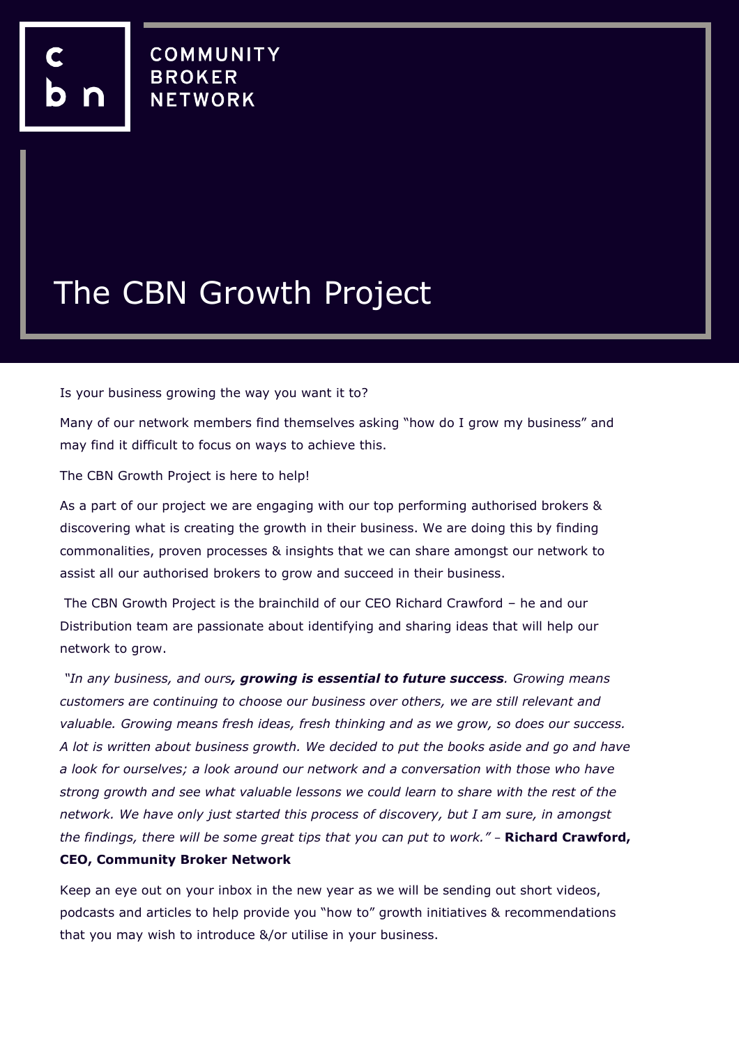COMMUNITY
BROKER
NETWORK

# The CBN Growth Project

Is your business growing the way you want it to?

Many of our network members find themselves asking "how do I grow my business" and may find it difficult to focus on ways to achieve this.

The CBN Growth Project is here to help!

As a part of our project we are engaging with our top performing authorised brokers & discovering what is creating the growth in their business. We are doing this by finding commonalities, proven processes & insights that we can share amongst our network to assist all our authorised brokers to grow and succeed in their business.

The CBN Growth Project is the brainchild of our CEO Richard Crawford – he and our Distribution team are passionate about identifying and sharing ideas that will help our network to grow.

*"In any business, and ours**, growing is essential to future success**. Growing means customers are continuing to choose our business over others, we are still relevant and valuable. Growing means fresh ideas, fresh thinking and as we grow, so does our success. A lot is written about business growth. We decided to put the books aside and go and have a look for ourselves; a look around our network and a conversation with those who have strong growth and see what valuable lessons we could learn to share with the rest of the network. We have only just started this process of discovery, but I am sure, in amongst the findings, there will be some great tips that you can put to work."* – **Richard Crawford, CEO, Community Broker Network**

Keep an eye out on your inbox in the new year as we will be sending out short videos, podcasts and articles to help provide you "how to" growth initiatives & recommendations that you may wish to introduce &/or utilise in your business.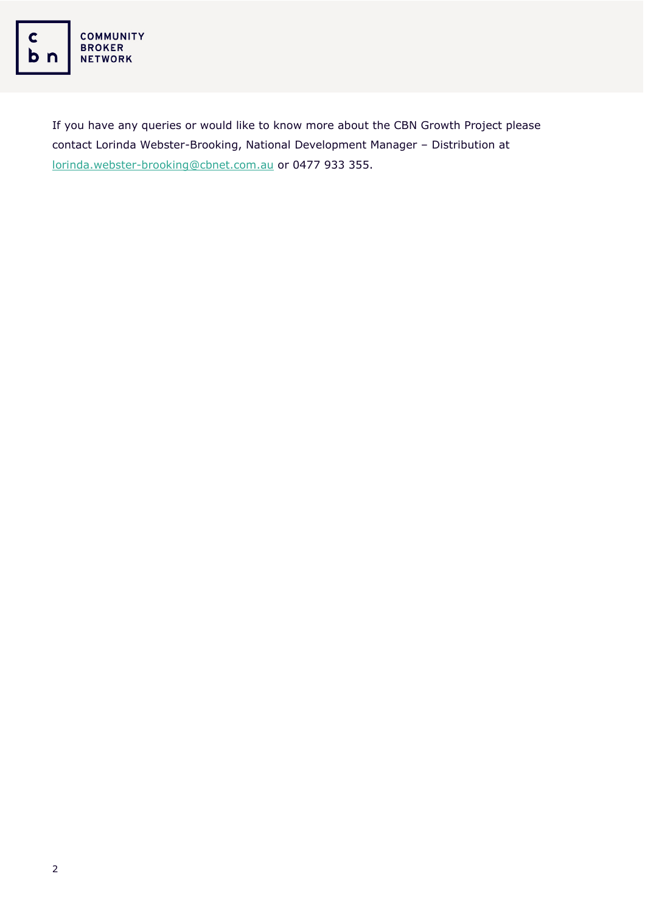If you have any queries or would like to know more about the CBN Growth Project please contact Lorinda Webster-Brooking, National Development Manager – Distribution at lorinda.webster-brooking@cbnet.com.au or 0477 933 355.